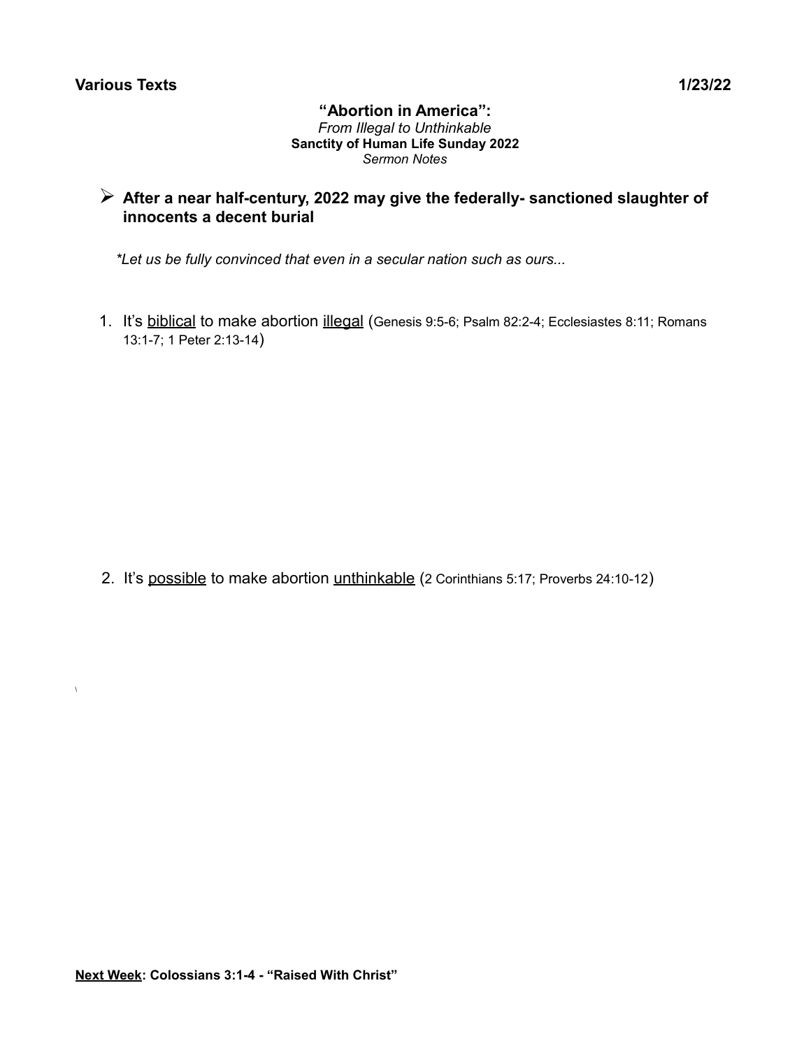**Various Texts** **1/23/22**

## "Abortion in America":

*From Illegal to Unthinkable*

**Sanctity of Human Life Sunday 2022**

*Sermon Notes*

- **After a near half-century, 2022 may give the federally- sanctioned slaughter of innocents a decent burial**

*\*Let us be fully convinced that even in a secular nation such as ours...*

1. It's <u>biblical</u> to make abortion <u>illegal</u> (Genesis 9:5-6; Psalm 82:2-4; Ecclesiastes 8:11; Romans 13:1-7; 1 Peter 2:13-14)

2. It's <u>possible</u> to make abortion <u>unthinkable</u> (2 Corinthians 5:17; Proverbs 24:10-12)

**<u>Next Week</u>: Colossians 3:1-4 - "Raised With Christ"**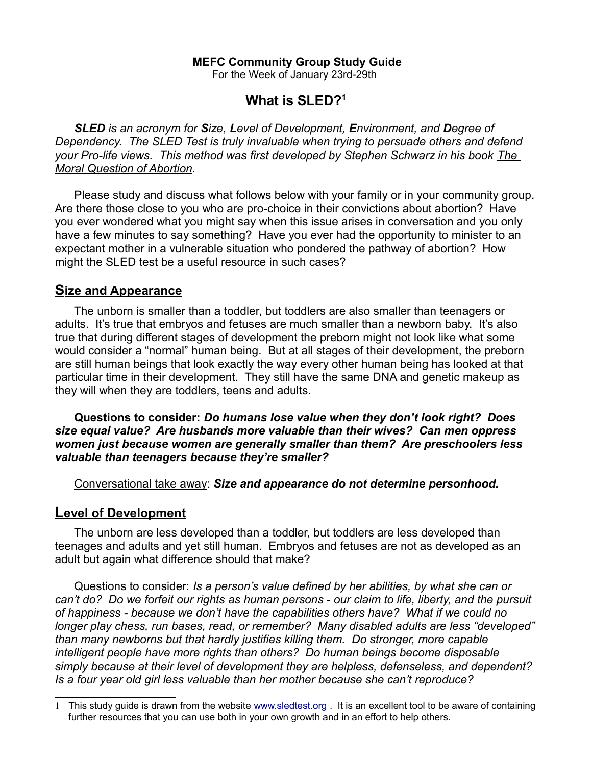**MEFC Community Group Study Guide**
For the Week of January 23rd-29th

# What is SLED?[1]

***SLED** is an acronym for **S**ize, **L**evel of Development, **E**nvironment, and **D**egree of Dependency. The SLED Test is truly invaluable when trying to persuade others and defend your Pro-life views. This method was first developed by Stephen Schwarz in his book The Moral Question of Abortion.*

Please study and discuss what follows below with your family or in your community group. Are there those close to you who are pro-choice in their convictions about abortion? Have you ever wondered what you might say when this issue arises in conversation and you only have a few minutes to say something? Have you ever had the opportunity to minister to an expectant mother in a vulnerable situation who pondered the pathway of abortion? How might the SLED test be a useful resource in such cases?

## Size and Appearance

The unborn is smaller than a toddler, but toddlers are also smaller than teenagers or adults. It's true that embryos and fetuses are much smaller than a newborn baby. It's also true that during different stages of development the preborn might not look like what some would consider a "normal" human being. But at all stages of their development, the preborn are still human beings that look exactly the way every other human being has looked at that particular time in their development. They still have the same DNA and genetic makeup as they will when they are toddlers, teens and adults.

**Questions to consider:** ***Do humans lose value when they don't look right? Does size equal value? Are husbands more valuable than their wives? Can men oppress women just because women are generally smaller than them? Are preschoolers less valuable than teenagers because they're smaller?***

Conversational take away: ***Size and appearance do not determine personhood.***

## Level of Development

The unborn are less developed than a toddler, but toddlers are less developed than teenages and adults and yet still human. Embryos and fetuses are not as developed as an adult but again what difference should that make?

Questions to consider: *Is a person's value defined by her abilities, by what she can or can't do? Do we forfeit our rights as human persons - our claim to life, liberty, and the pursuit of happiness - because we don't have the capabilities others have? What if we could no longer play chess, run bases, read, or remember? Many disabled adults are less "developed" than many newborns but that hardly justifies killing them. Do stronger, more capable intelligent people have more rights than others? Do human beings become disposable simply because at their level of development they are helpless, defenseless, and dependent? Is a four year old girl less valuable than her mother because she can't reproduce?*

---

[1] This study guide is drawn from the website www.sledtest.org . It is an excellent tool to be aware of containing further resources that you can use both in your own growth and in an effort to help others.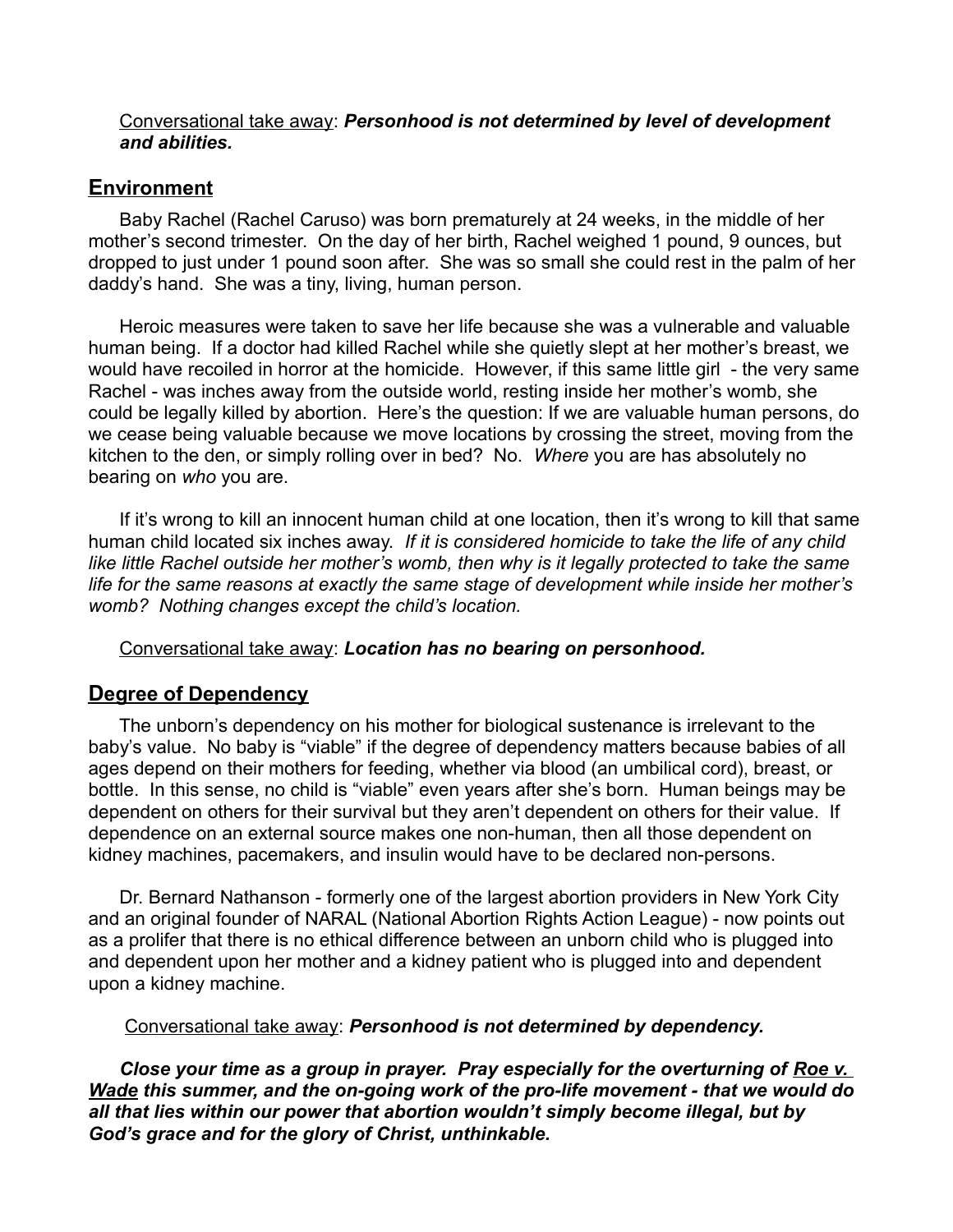Conversational take away: ***Personhood is not determined by level of development and abilities.***

## Environment

Baby Rachel (Rachel Caruso) was born prematurely at 24 weeks, in the middle of her mother's second trimester. On the day of her birth, Rachel weighed 1 pound, 9 ounces, but dropped to just under 1 pound soon after. She was so small she could rest in the palm of her daddy's hand. She was a tiny, living, human person.

Heroic measures were taken to save her life because she was a vulnerable and valuable human being. If a doctor had killed Rachel while she quietly slept at her mother's breast, we would have recoiled in horror at the homicide. However, if this same little girl - the very same Rachel - was inches away from the outside world, resting inside her mother's womb, she could be legally killed by abortion. Here's the question: If we are valuable human persons, do we cease being valuable because we move locations by crossing the street, moving from the kitchen to the den, or simply rolling over in bed? No. *Where* you are has absolutely no bearing on *who* you are.

If it's wrong to kill an innocent human child at one location, then it's wrong to kill that same human child located six inches away. *If it is considered homicide to take the life of any child like little Rachel outside her mother's womb, then why is it legally protected to take the same life for the same reasons at exactly the same stage of development while inside her mother's womb? Nothing changes except the child's location.*

Conversational take away: ***Location has no bearing on personhood.***

## Degree of Dependency

The unborn's dependency on his mother for biological sustenance is irrelevant to the baby's value. No baby is "viable" if the degree of dependency matters because babies of all ages depend on their mothers for feeding, whether via blood (an umbilical cord), breast, or bottle. In this sense, no child is "viable" even years after she's born. Human beings may be dependent on others for their survival but they aren't dependent on others for their value. If dependence on an external source makes one non-human, then all those dependent on kidney machines, pacemakers, and insulin would have to be declared non-persons.

Dr. Bernard Nathanson - formerly one of the largest abortion providers in New York City and an original founder of NARAL (National Abortion Rights Action League) - now points out as a prolifer that there is no ethical difference between an unborn child who is plugged into and dependent upon her mother and a kidney patient who is plugged into and dependent upon a kidney machine.

Conversational take away: ***Personhood is not determined by dependency.***

***Close your time as a group in prayer. Pray especially for the overturning of Roe v. Wade this summer, and the on-going work of the pro-life movement - that we would do all that lies within our power that abortion wouldn't simply become illegal, but by God's grace and for the glory of Christ, unthinkable.***